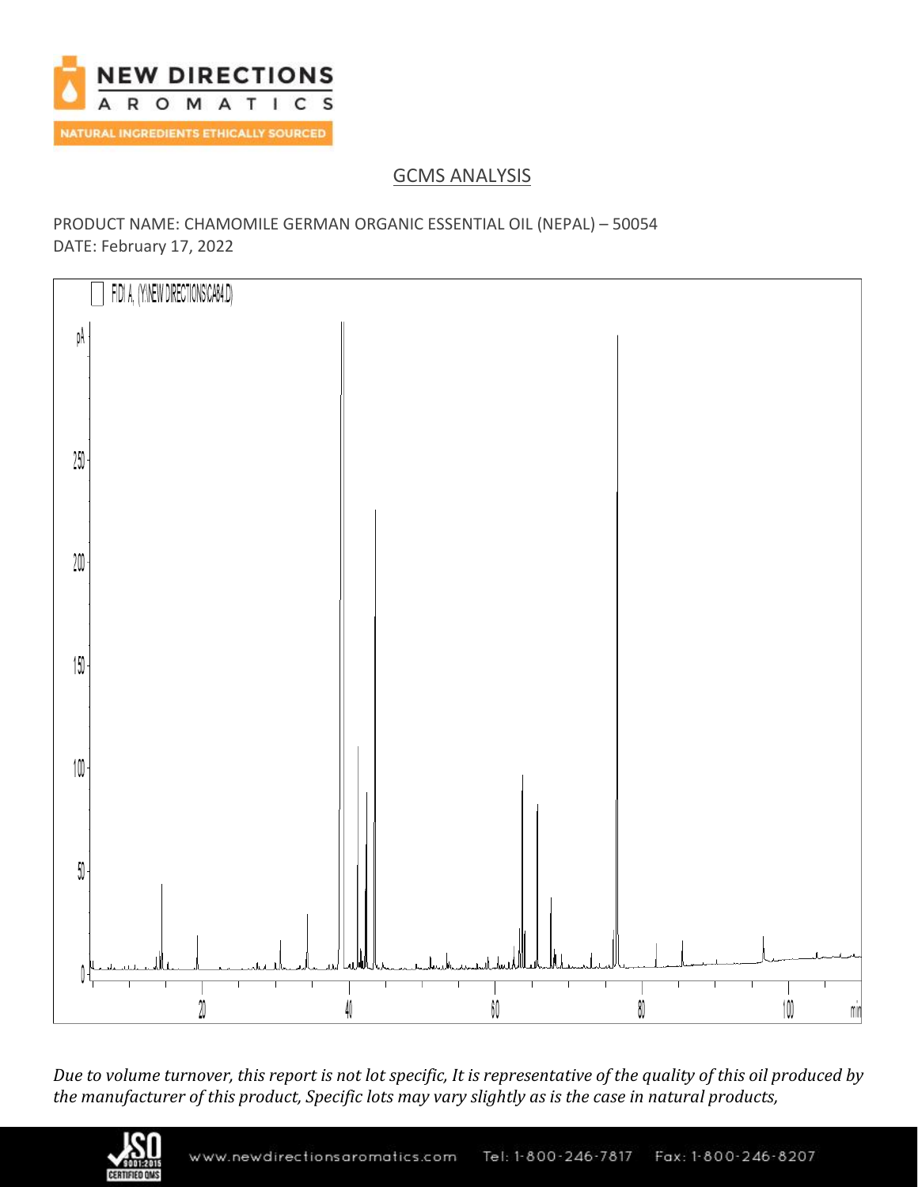## GCMS ANALYSIS

PRODUCT NAME: CHAMOMILE GERMAN ORGANIC ESSENTIAL OIL (NEPAL) – 50054
DATE: February 17, 2022

*Due to volume turnover, this report is not lot specific, It is representative of the quality of this oil produced by the manufacturer of this product, Specific lots may vary slightly as is the case in natural products,*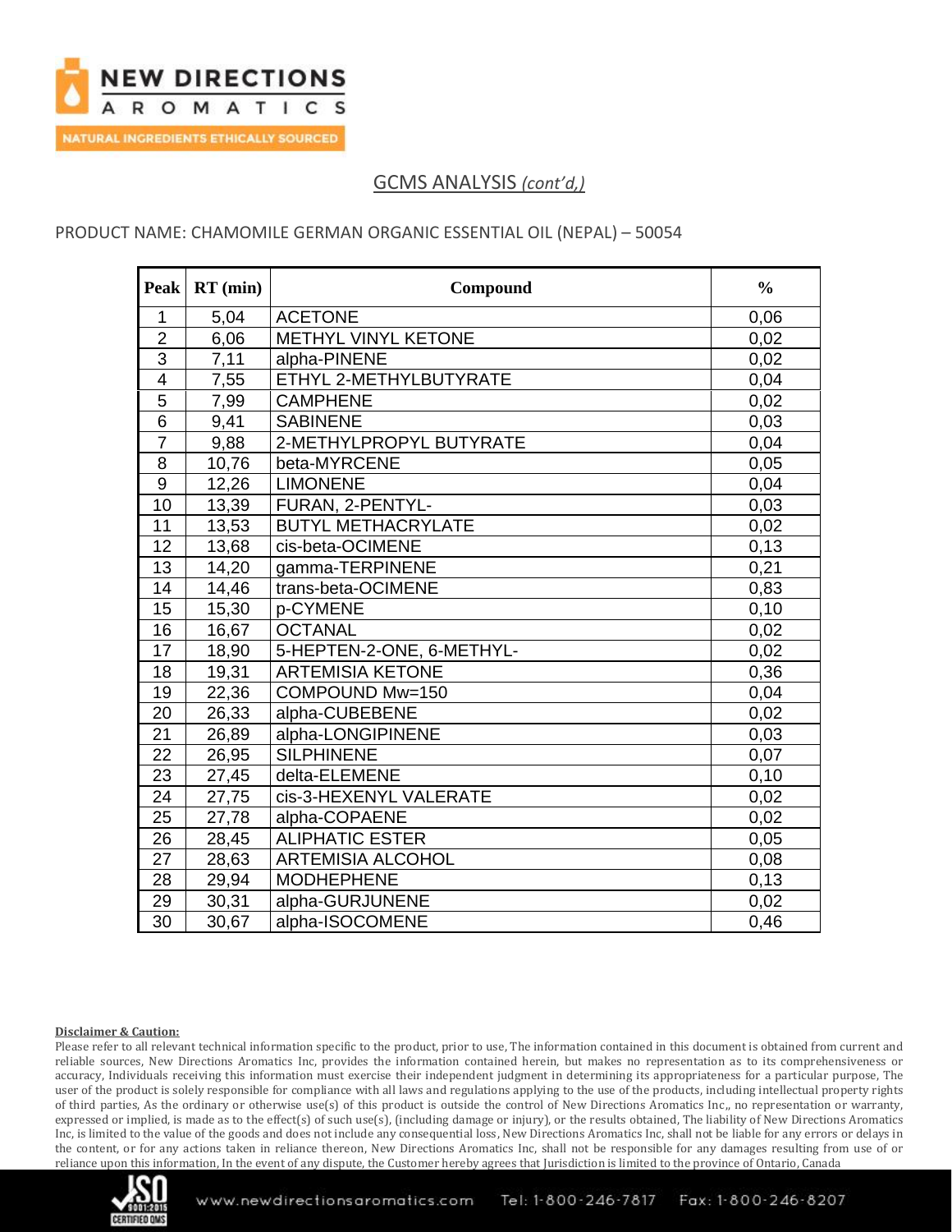## GCMS ANALYSIS *(cont'd,)*

PRODUCT NAME: CHAMOMILE GERMAN ORGANIC ESSENTIAL OIL (NEPAL) – 50054

| Peak | RT (min) | Compound | % |
|---|---|---|---|
| 1 | 5,04 | ACETONE | 0,06 |
| 2 | 6,06 | METHYL VINYL KETONE | 0,02 |
| 3 | 7,11 | alpha-PINENE | 0,02 |
| 4 | 7,55 | ETHYL 2-METHYLBUTYRATE | 0,04 |
| 5 | 7,99 | CAMPHENE | 0,02 |
| 6 | 9,41 | SABINENE | 0,03 |
| 7 | 9,88 | 2-METHYLPROPYL BUTYRATE | 0,04 |
| 8 | 10,76 | beta-MYRCENE | 0,05 |
| 9 | 12,26 | LIMONENE | 0,04 |
| 10 | 13,39 | FURAN, 2-PENTYL- | 0,03 |
| 11 | 13,53 | BUTYL METHACRYLATE | 0,02 |
| 12 | 13,68 | cis-beta-OCIMENE | 0,13 |
| 13 | 14,20 | gamma-TERPINENE | 0,21 |
| 14 | 14,46 | trans-beta-OCIMENE | 0,83 |
| 15 | 15,30 | p-CYMENE | 0,10 |
| 16 | 16,67 | OCTANAL | 0,02 |
| 17 | 18,90 | 5-HEPTEN-2-ONE, 6-METHYL- | 0,02 |
| 18 | 19,31 | ARTEMISIA KETONE | 0,36 |
| 19 | 22,36 | COMPOUND Mw=150 | 0,04 |
| 20 | 26,33 | alpha-CUBEBENE | 0,02 |
| 21 | 26,89 | alpha-LONGIPINENE | 0,03 |
| 22 | 26,95 | SILPHINENE | 0,07 |
| 23 | 27,45 | delta-ELEMENE | 0,10 |
| 24 | 27,75 | cis-3-HEXENYL VALERATE | 0,02 |
| 25 | 27,78 | alpha-COPAENE | 0,02 |
| 26 | 28,45 | ALIPHATIC ESTER | 0,05 |
| 27 | 28,63 | ARTEMISIA ALCOHOL | 0,08 |
| 28 | 29,94 | MODHEPHENE | 0,13 |
| 29 | 30,31 | alpha-GURJUNENE | 0,02 |
| 30 | 30,67 | alpha-ISOCOMENE | 0,46 |

**Disclaimer & Caution:**

Please refer to all relevant technical information specific to the product, prior to use, The information contained in this document is obtained from current and reliable sources, New Directions Aromatics Inc, provides the information contained herein, but makes no representation as to its comprehensiveness or accuracy, Individuals receiving this information must exercise their independent judgment in determining its appropriateness for a particular purpose, The user of the product is solely responsible for compliance with all laws and regulations applying to the use of the products, including intellectual property rights of third parties, As the ordinary or otherwise use(s) of this product is outside the control of New Directions Aromatics Inc,, no representation or warranty, expressed or implied, is made as to the effect(s) of such use(s), (including damage or injury), or the results obtained, The liability of New Directions Aromatics Inc, is limited to the value of the goods and does not include any consequential loss, New Directions Aromatics Inc, shall not be liable for any errors or delays in the content, or for any actions taken in reliance thereon, New Directions Aromatics Inc, shall not be responsible for any damages resulting from use of or reliance upon this information, In the event of any dispute, the Customer hereby agrees that Jurisdiction is limited to the province of Ontario, Canada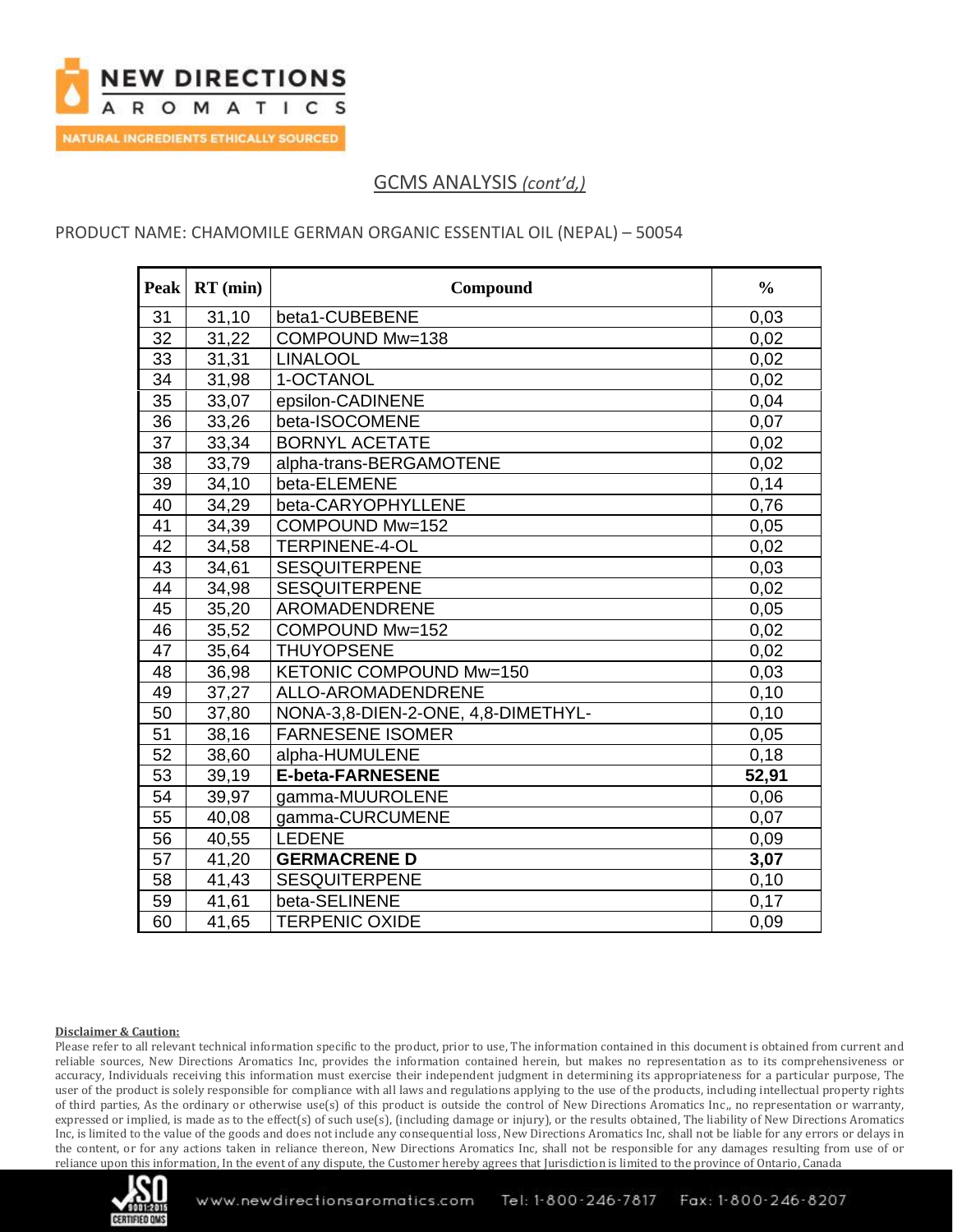## GCMS ANALYSIS *(cont'd,)*

PRODUCT NAME: CHAMOMILE GERMAN ORGANIC ESSENTIAL OIL (NEPAL) – 50054

| Peak | RT (min) | Compound | % |
|---|---|---|---|
| 31 | 31,10 | beta1-CUBEBENE | 0,03 |
| 32 | 31,22 | COMPOUND Mw=138 | 0,02 |
| 33 | 31,31 | LINALOOL | 0,02 |
| 34 | 31,98 | 1-OCTANOL | 0,02 |
| 35 | 33,07 | epsilon-CADINENE | 0,04 |
| 36 | 33,26 | beta-ISOCOMENE | 0,07 |
| 37 | 33,34 | BORNYL ACETATE | 0,02 |
| 38 | 33,79 | alpha-trans-BERGAMOTENE | 0,02 |
| 39 | 34,10 | beta-ELEMENE | 0,14 |
| 40 | 34,29 | beta-CARYOPHYLLENE | 0,76 |
| 41 | 34,39 | COMPOUND Mw=152 | 0,05 |
| 42 | 34,58 | TERPINENE-4-OL | 0,02 |
| 43 | 34,61 | SESQUITERPENE | 0,03 |
| 44 | 34,98 | SESQUITERPENE | 0,02 |
| 45 | 35,20 | AROMADENDRENE | 0,05 |
| 46 | 35,52 | COMPOUND Mw=152 | 0,02 |
| 47 | 35,64 | THUYOPSENE | 0,02 |
| 48 | 36,98 | KETONIC COMPOUND Mw=150 | 0,03 |
| 49 | 37,27 | ALLO-AROMADENDRENE | 0,10 |
| 50 | 37,80 | NONA-3,8-DIEN-2-ONE, 4,8-DIMETHYL- | 0,10 |
| 51 | 38,16 | FARNESENE ISOMER | 0,05 |
| 52 | 38,60 | alpha-HUMULENE | 0,18 |
| 53 | 39,19 | **E-beta-FARNESENE** | **52,91** |
| 54 | 39,97 | gamma-MUUROLENE | 0,06 |
| 55 | 40,08 | gamma-CURCUMENE | 0,07 |
| 56 | 40,55 | LEDENE | 0,09 |
| 57 | 41,20 | **GERMACRENE D** | **3,07** |
| 58 | 41,43 | SESQUITERPENE | 0,10 |
| 59 | 41,61 | beta-SELINENE | 0,17 |
| 60 | 41,65 | TERPENIC OXIDE | 0,09 |

**Disclaimer & Caution:**

Please refer to all relevant technical information specific to the product, prior to use, The information contained in this document is obtained from current and reliable sources, New Directions Aromatics Inc, provides the information contained herein, but makes no representation as to its comprehensiveness or accuracy, Individuals receiving this information must exercise their independent judgment in determining its appropriateness for a particular purpose, The user of the product is solely responsible for compliance with all laws and regulations applying to the use of the products, including intellectual property rights of third parties, As the ordinary or otherwise use(s) of this product is outside the control of New Directions Aromatics Inc,, no representation or warranty, expressed or implied, is made as to the effect(s) of such use(s), (including damage or injury), or the results obtained, The liability of New Directions Aromatics Inc, is limited to the value of the goods and does not include any consequential loss, New Directions Aromatics Inc, shall not be liable for any errors or delays in the content, or for any actions taken in reliance thereon, New Directions Aromatics Inc, shall not be responsible for any damages resulting from use of or reliance upon this information, In the event of any dispute, the Customer hereby agrees that Jurisdiction is limited to the province of Ontario, Canada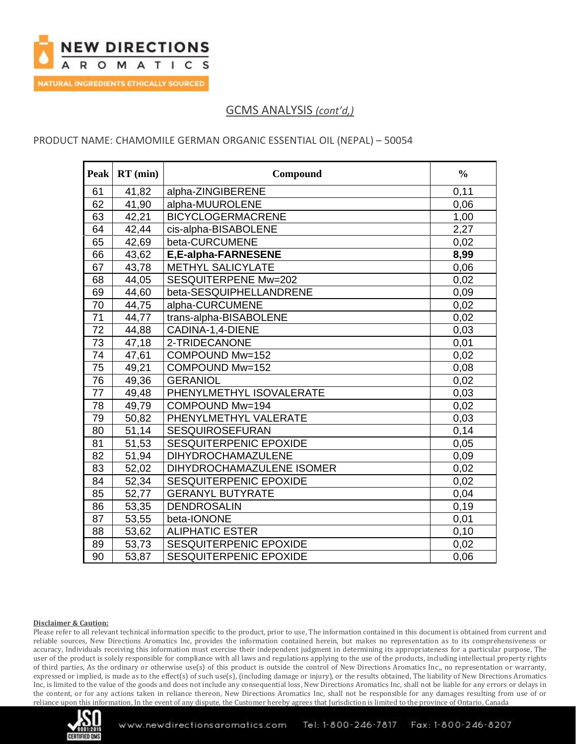## GCMS ANALYSIS *(cont'd,)*

PRODUCT NAME: CHAMOMILE GERMAN ORGANIC ESSENTIAL OIL (NEPAL) – 50054

| Peak | RT (min) | Compound | % |
|---|---|---|---|
| 61 | 41,82 | alpha-ZINGIBERENE | 0,11 |
| 62 | 41,90 | alpha-MUUROLENE | 0,06 |
| 63 | 42,21 | BICYCLOGERMACRENE | 1,00 |
| 64 | 42,44 | cis-alpha-BISABOLENE | 2,27 |
| 65 | 42,69 | beta-CURCUMENE | 0,02 |
| 66 | 43,62 | **E,E-alpha-FARNESENE** | **8,99** |
| 67 | 43,78 | METHYL SALICYLATE | 0,06 |
| 68 | 44,05 | SESQUITERPENE Mw=202 | 0,02 |
| 69 | 44,60 | beta-SESQUIPHELLANDRENE | 0,09 |
| 70 | 44,75 | alpha-CURCUMENE | 0,02 |
| 71 | 44,77 | trans-alpha-BISABOLENE | 0,02 |
| 72 | 44,88 | CADINA-1,4-DIENE | 0,03 |
| 73 | 47,18 | 2-TRIDECANONE | 0,01 |
| 74 | 47,61 | COMPOUND Mw=152 | 0,02 |
| 75 | 49,21 | COMPOUND Mw=152 | 0,08 |
| 76 | 49,36 | GERANIOL | 0,02 |
| 77 | 49,48 | PHENYLMETHYL ISOVALERATE | 0,03 |
| 78 | 49,79 | COMPOUND Mw=194 | 0,02 |
| 79 | 50,82 | PHENYLMETHYL VALERATE | 0,03 |
| 80 | 51,14 | SESQUIROSEFURAN | 0,14 |
| 81 | 51,53 | SESQUITERPENIC EPOXIDE | 0,05 |
| 82 | 51,94 | DIHYDROCHAMAZULENE | 0,09 |
| 83 | 52,02 | DIHYDROCHAMAZULENE ISOMER | 0,02 |
| 84 | 52,34 | SESQUITERPENIC EPOXIDE | 0,02 |
| 85 | 52,77 | GERANYL BUTYRATE | 0,04 |
| 86 | 53,35 | DENDROSALIN | 0,19 |
| 87 | 53,55 | beta-IONONE | 0,01 |
| 88 | 53,62 | ALIPHATIC ESTER | 0,10 |
| 89 | 53,73 | SESQUITERPENIC EPOXIDE | 0,02 |
| 90 | 53,87 | SESQUITERPENIC EPOXIDE | 0,06 |

**Disclaimer & Caution:**

Please refer to all relevant technical information specific to the product, prior to use, The information contained in this document is obtained from current and reliable sources, New Directions Aromatics Inc, provides the information contained herein, but makes no representation as to its comprehensiveness or accuracy, Individuals receiving this information must exercise their independent judgment in determining its appropriateness for a particular purpose, The user of the product is solely responsible for compliance with all laws and regulations applying to the use of the products, including intellectual property rights of third parties, As the ordinary or otherwise use(s) of this product is outside the control of New Directions Aromatics Inc,, no representation or warranty, expressed or implied, is made as to the effect(s) of such use(s), (including damage or injury), or the results obtained, The liability of New Directions Aromatics Inc, is limited to the value of the goods and does not include any consequential loss, New Directions Aromatics Inc, shall not be liable for any errors or delays in the content, or for any actions taken in reliance thereon, New Directions Aromatics Inc, shall not be responsible for any damages resulting from use of or reliance upon this information, In the event of any dispute, the Customer hereby agrees that Jurisdiction is limited to the province of Ontario, Canada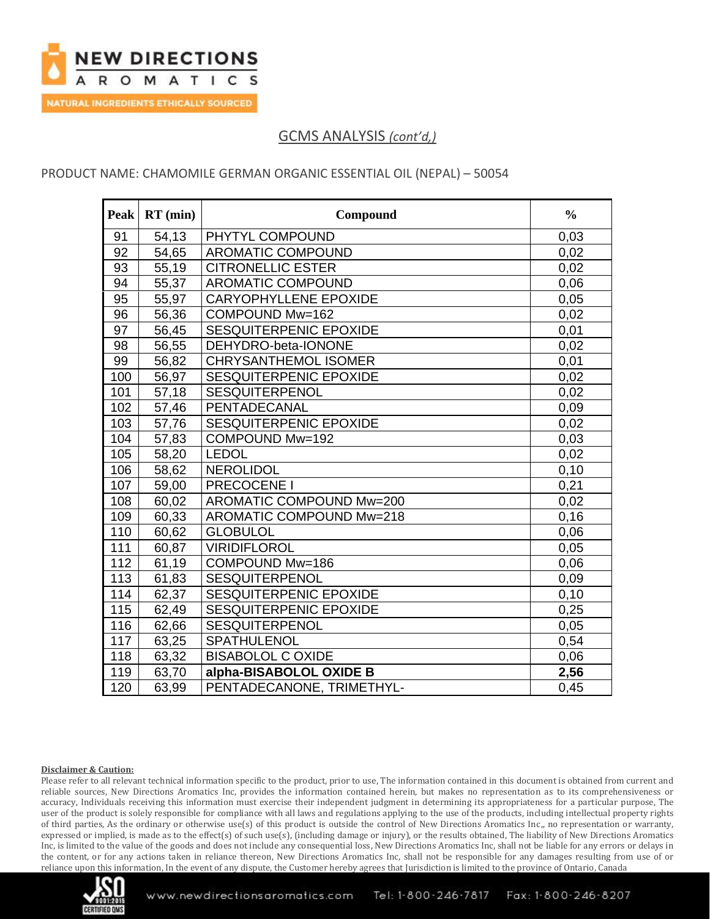## GCMS ANALYSIS *(cont'd,)*

PRODUCT NAME: CHAMOMILE GERMAN ORGANIC ESSENTIAL OIL (NEPAL) – 50054

| Peak | RT (min) | Compound | % |
|---|---|---|---|
| 91 | 54,13 | PHYTYL COMPOUND | 0,03 |
| 92 | 54,65 | AROMATIC COMPOUND | 0,02 |
| 93 | 55,19 | CITRONELLIC ESTER | 0,02 |
| 94 | 55,37 | AROMATIC COMPOUND | 0,06 |
| 95 | 55,97 | CARYOPHYLLENE EPOXIDE | 0,05 |
| 96 | 56,36 | COMPOUND Mw=162 | 0,02 |
| 97 | 56,45 | SESQUITERPENIC EPOXIDE | 0,01 |
| 98 | 56,55 | DEHYDRO-beta-IONONE | 0,02 |
| 99 | 56,82 | CHRYSANTHEMOL ISOMER | 0,01 |
| 100 | 56,97 | SESQUITERPENIC EPOXIDE | 0,02 |
| 101 | 57,18 | SESQUITERPENOL | 0,02 |
| 102 | 57,46 | PENTADECANAL | 0,09 |
| 103 | 57,76 | SESQUITERPENIC EPOXIDE | 0,02 |
| 104 | 57,83 | COMPOUND Mw=192 | 0,03 |
| 105 | 58,20 | LEDOL | 0,02 |
| 106 | 58,62 | NEROLIDOL | 0,10 |
| 107 | 59,00 | PRECOCENE I | 0,21 |
| 108 | 60,02 | AROMATIC COMPOUND Mw=200 | 0,02 |
| 109 | 60,33 | AROMATIC COMPOUND Mw=218 | 0,16 |
| 110 | 60,62 | GLOBULOL | 0,06 |
| 111 | 60,87 | VIRIDIFLOROL | 0,05 |
| 112 | 61,19 | COMPOUND Mw=186 | 0,06 |
| 113 | 61,83 | SESQUITERPENOL | 0,09 |
| 114 | 62,37 | SESQUITERPENIC EPOXIDE | 0,10 |
| 115 | 62,49 | SESQUITERPENIC EPOXIDE | 0,25 |
| 116 | 62,66 | SESQUITERPENOL | 0,05 |
| 117 | 63,25 | SPATHULENOL | 0,54 |
| 118 | 63,32 | BISABOLOL C OXIDE | 0,06 |
| 119 | 63,70 | **alpha-BISABOLOL OXIDE B** | **2,56** |
| 120 | 63,99 | PENTADECANONE, TRIMETHYL- | 0,45 |

**Disclaimer & Caution:**

Please refer to all relevant technical information specific to the product, prior to use, The information contained in this document is obtained from current and reliable sources, New Directions Aromatics Inc, provides the information contained herein, but makes no representation as to its comprehensiveness or accuracy, Individuals receiving this information must exercise their independent judgment in determining its appropriateness for a particular purpose, The user of the product is solely responsible for compliance with all laws and regulations applying to the use of the products, including intellectual property rights of third parties, As the ordinary or otherwise use(s) of this product is outside the control of New Directions Aromatics Inc,, no representation or warranty, expressed or implied, is made as to the effect(s) of such use(s), (including damage or injury), or the results obtained, The liability of New Directions Aromatics Inc, is limited to the value of the goods and does not include any consequential loss, New Directions Aromatics Inc, shall not be liable for any errors or delays in the content, or for any actions taken in reliance thereon, New Directions Aromatics Inc, shall not be responsible for any damages resulting from use of or reliance upon this information, In the event of any dispute, the Customer hereby agrees that Jurisdiction is limited to the province of Ontario, Canada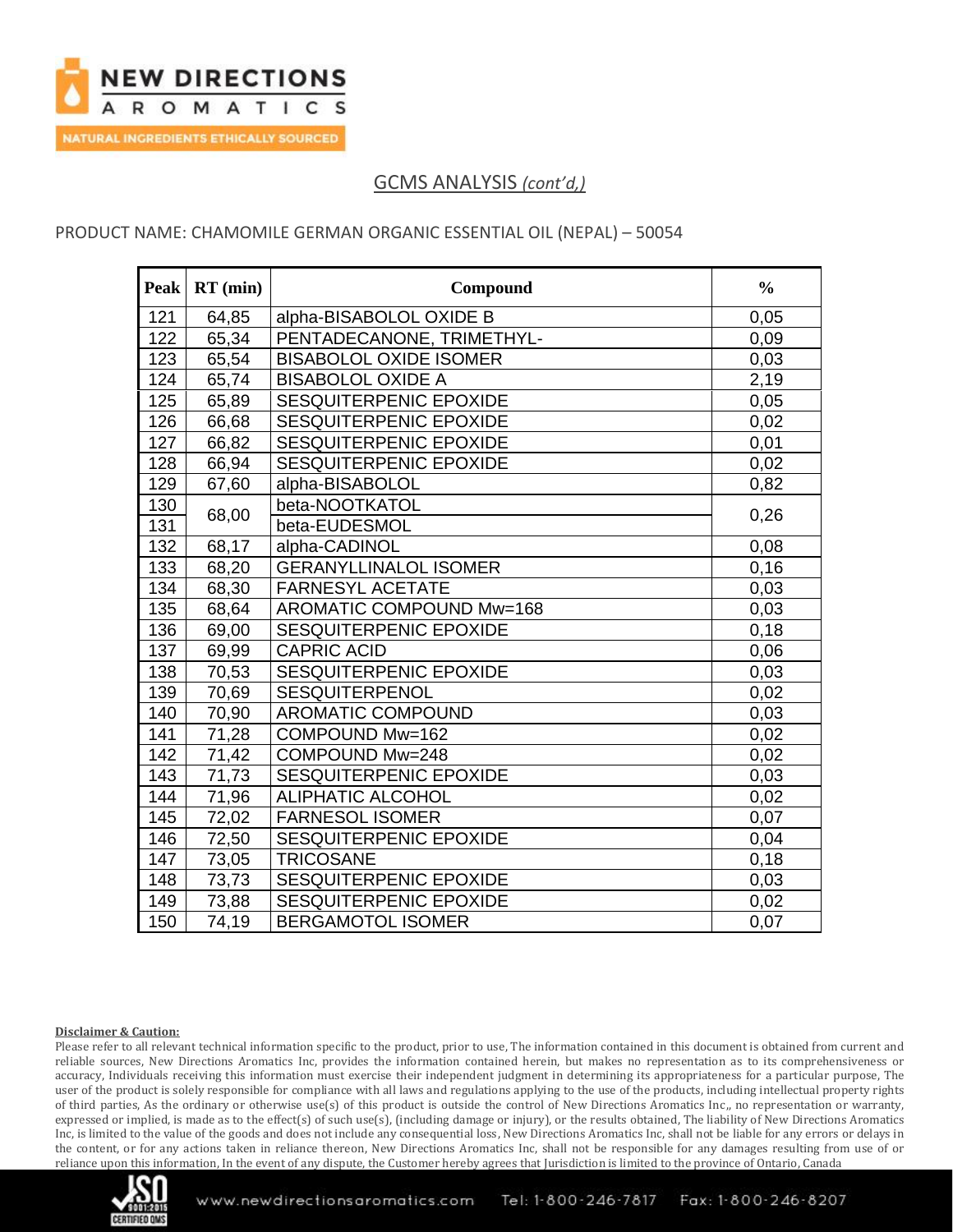## GCMS ANALYSIS *(cont'd,)*

PRODUCT NAME: CHAMOMILE GERMAN ORGANIC ESSENTIAL OIL (NEPAL) – 50054

| Peak | RT (min) | Compound | % |
|---|---|---|---|
| 121 | 64,85 | alpha-BISABOLOL OXIDE B | 0,05 |
| 122 | 65,34 | PENTADECANONE, TRIMETHYL- | 0,09 |
| 123 | 65,54 | BISABOLOL OXIDE ISOMER | 0,03 |
| 124 | 65,74 | BISABOLOL OXIDE A | 2,19 |
| 125 | 65,89 | SESQUITERPENIC EPOXIDE | 0,05 |
| 126 | 66,68 | SESQUITERPENIC EPOXIDE | 0,02 |
| 127 | 66,82 | SESQUITERPENIC EPOXIDE | 0,01 |
| 128 | 66,94 | SESQUITERPENIC EPOXIDE | 0,02 |
| 129 | 67,60 | alpha-BISABOLOL | 0,82 |
| 130 | 68,00 | beta-NOOTKATOL | 0,26 |
| 131 | | beta-EUDESMOL | |
| 132 | 68,17 | alpha-CADINOL | 0,08 |
| 133 | 68,20 | GERANYLLINALOL ISOMER | 0,16 |
| 134 | 68,30 | FARNESYL ACETATE | 0,03 |
| 135 | 68,64 | AROMATIC COMPOUND Mw=168 | 0,03 |
| 136 | 69,00 | SESQUITERPENIC EPOXIDE | 0,18 |
| 137 | 69,99 | CAPRIC ACID | 0,06 |
| 138 | 70,53 | SESQUITERPENIC EPOXIDE | 0,03 |
| 139 | 70,69 | SESQUITERPENOL | 0,02 |
| 140 | 70,90 | AROMATIC COMPOUND | 0,03 |
| 141 | 71,28 | COMPOUND Mw=162 | 0,02 |
| 142 | 71,42 | COMPOUND Mw=248 | 0,02 |
| 143 | 71,73 | SESQUITERPENIC EPOXIDE | 0,03 |
| 144 | 71,96 | ALIPHATIC ALCOHOL | 0,02 |
| 145 | 72,02 | FARNESOL ISOMER | 0,07 |
| 146 | 72,50 | SESQUITERPENIC EPOXIDE | 0,04 |
| 147 | 73,05 | TRICOSANE | 0,18 |
| 148 | 73,73 | SESQUITERPENIC EPOXIDE | 0,03 |
| 149 | 73,88 | SESQUITERPENIC EPOXIDE | 0,02 |
| 150 | 74,19 | BERGAMOTOL ISOMER | 0,07 |

**Disclaimer & Caution:**

Please refer to all relevant technical information specific to the product, prior to use, The information contained in this document is obtained from current and reliable sources, New Directions Aromatics Inc, provides the information contained herein, but makes no representation as to its comprehensiveness or accuracy, Individuals receiving this information must exercise their independent judgment in determining its appropriateness for a particular purpose, The user of the product is solely responsible for compliance with all laws and regulations applying to the use of the products, including intellectual property rights of third parties, As the ordinary or otherwise use(s) of this product is outside the control of New Directions Aromatics Inc,, no representation or warranty, expressed or implied, is made as to the effect(s) of such use(s), (including damage or injury), or the results obtained, The liability of New Directions Aromatics Inc, is limited to the value of the goods and does not include any consequential loss, New Directions Aromatics Inc, shall not be liable for any errors or delays in the content, or for any actions taken in reliance thereon, New Directions Aromatics Inc, shall not be responsible for any damages resulting from use of or reliance upon this information, In the event of any dispute, the Customer hereby agrees that Jurisdiction is limited to the province of Ontario, Canada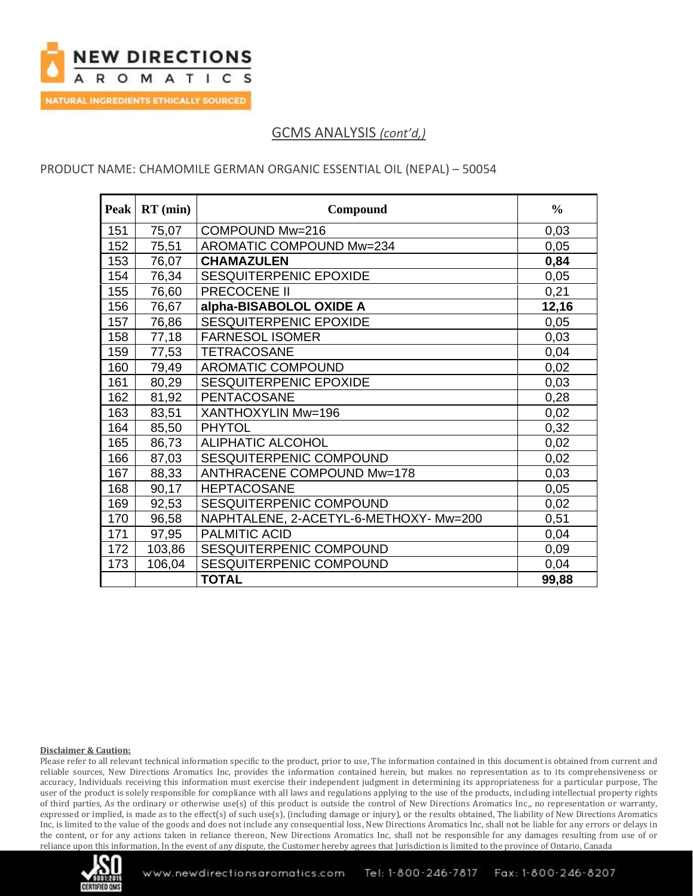NEW DIRECTIONS AROMATICS

NATURAL INGREDIENTS ETHICALLY SOURCED

## GCMS ANALYSIS *(cont'd,)*

PRODUCT NAME: CHAMOMILE GERMAN ORGANIC ESSENTIAL OIL (NEPAL) – 50054

| Peak | RT (min) | Compound | % |
|---|---|---|---|
| 151 | 75,07 | COMPOUND Mw=216 | 0,03 |
| 152 | 75,51 | AROMATIC COMPOUND Mw=234 | 0,05 |
| 153 | 76,07 | **CHAMAZULEN** | **0,84** |
| 154 | 76,34 | SESQUITERPENIC EPOXIDE | 0,05 |
| 155 | 76,60 | PRECOCENE II | 0,21 |
| 156 | 76,67 | **alpha-BISABOLOL OXIDE A** | **12,16** |
| 157 | 76,86 | SESQUITERPENIC EPOXIDE | 0,05 |
| 158 | 77,18 | FARNESOL ISOMER | 0,03 |
| 159 | 77,53 | TETRACOSANE | 0,04 |
| 160 | 79,49 | AROMATIC COMPOUND | 0,02 |
| 161 | 80,29 | SESQUITERPENIC EPOXIDE | 0,03 |
| 162 | 81,92 | PENTACOSANE | 0,28 |
| 163 | 83,51 | XANTHOXYLIN Mw=196 | 0,02 |
| 164 | 85,50 | PHYTOL | 0,32 |
| 165 | 86,73 | ALIPHATIC ALCOHOL | 0,02 |
| 166 | 87,03 | SESQUITERPENIC COMPOUND | 0,02 |
| 167 | 88,33 | ANTHRACENE COMPOUND Mw=178 | 0,03 |
| 168 | 90,17 | HEPTACOSANE | 0,05 |
| 169 | 92,53 | SESQUITERPENIC COMPOUND | 0,02 |
| 170 | 96,58 | NAPHTALENE, 2-ACETYL-6-METHOXY- Mw=200 | 0,51 |
| 171 | 97,95 | PALMITIC ACID | 0,04 |
| 172 | 103,86 | SESQUITERPENIC COMPOUND | 0,09 |
| 173 | 106,04 | SESQUITERPENIC COMPOUND | 0,04 |
| | | **TOTAL** | **99,88** |

**Disclaimer & Caution:**

Please refer to all relevant technical information specific to the product, prior to use, The information contained in this document is obtained from current and reliable sources, New Directions Aromatics Inc, provides the information contained herein, but makes no representation as to its comprehensiveness or accuracy, Individuals receiving this information must exercise their independent judgment in determining its appropriateness for a particular purpose, The user of the product is solely responsible for compliance with all laws and regulations applying to the use of the products, including intellectual property rights of third parties, As the ordinary or otherwise use(s) of this product is outside the control of New Directions Aromatics Inc,, no representation or warranty, expressed or implied, is made as to the effect(s) of such use(s), (including damage or injury), or the results obtained, The liability of New Directions Aromatics Inc, is limited to the value of the goods and does not include any consequential loss, New Directions Aromatics Inc, shall not be liable for any errors or delays in the content, or for any actions taken in reliance thereon, New Directions Aromatics Inc, shall not be responsible for any damages resulting from use of or reliance upon this information, In the event of any dispute, the Customer hereby agrees that Jurisdiction is limited to the province of Ontario, Canada

www.newdirectionsaromatics.com Tel: 1-800-246-7817 Fax: 1-800-246-8207